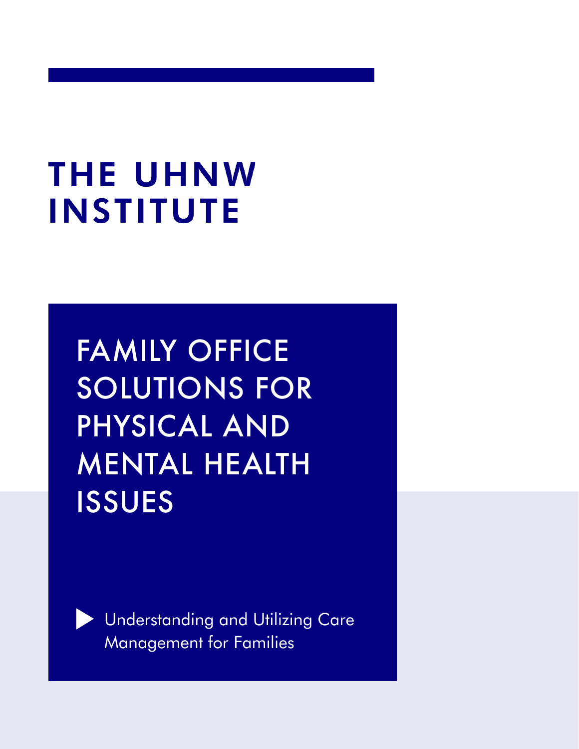# THE UHNW INSTITUTE

## FAMILY OFFICE SOLUTIONS FOR PHYSICAL AND MENTAL HEALTH ISSUES

Understanding and Utilizing Care Management for Families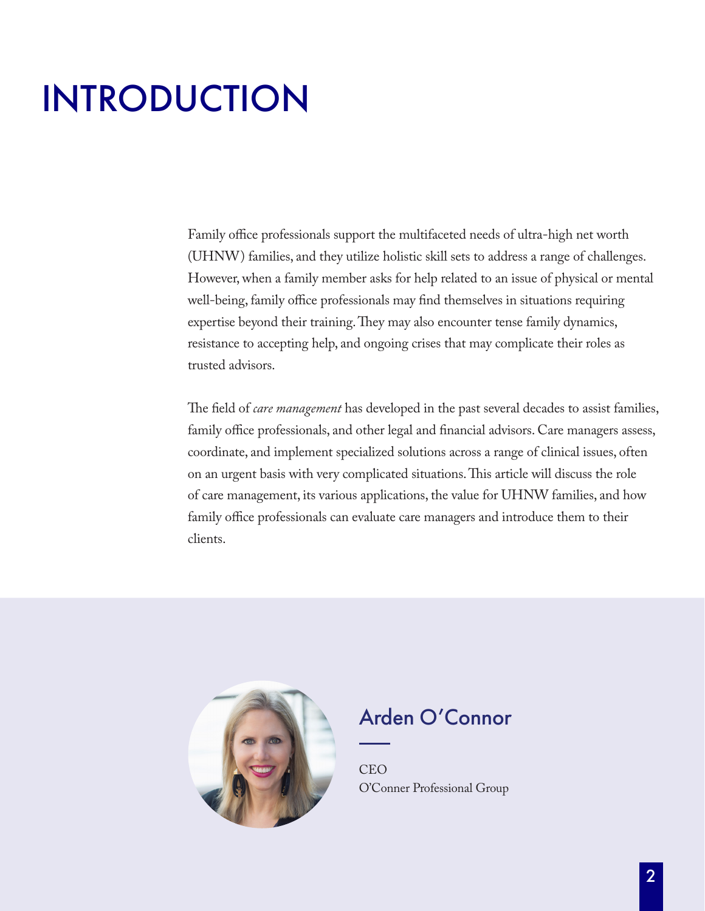# INTRODUCTION

Family office professionals support the multifaceted needs of ultra-high net worth (UHNW) families, and they utilize holistic skill sets to address a range of challenges. However, when a family member asks for help related to an issue of physical or mental well-being, family office professionals may find themselves in situations requiring expertise beyond their training. They may also encounter tense family dynamics, resistance to accepting help, and ongoing crises that may complicate their roles as trusted advisors.

The field of *care management* has developed in the past several decades to assist families, family office professionals, and other legal and financial advisors. Care managers assess, coordinate, and implement specialized solutions across a range of clinical issues, often on an urgent basis with very complicated situations. This article will discuss the role of care management, its various applications, the value for UHNW families, and how family office professionals can evaluate care managers and introduce them to their clients.

## Arden O'Connor

CEO
O'Conner Professional Group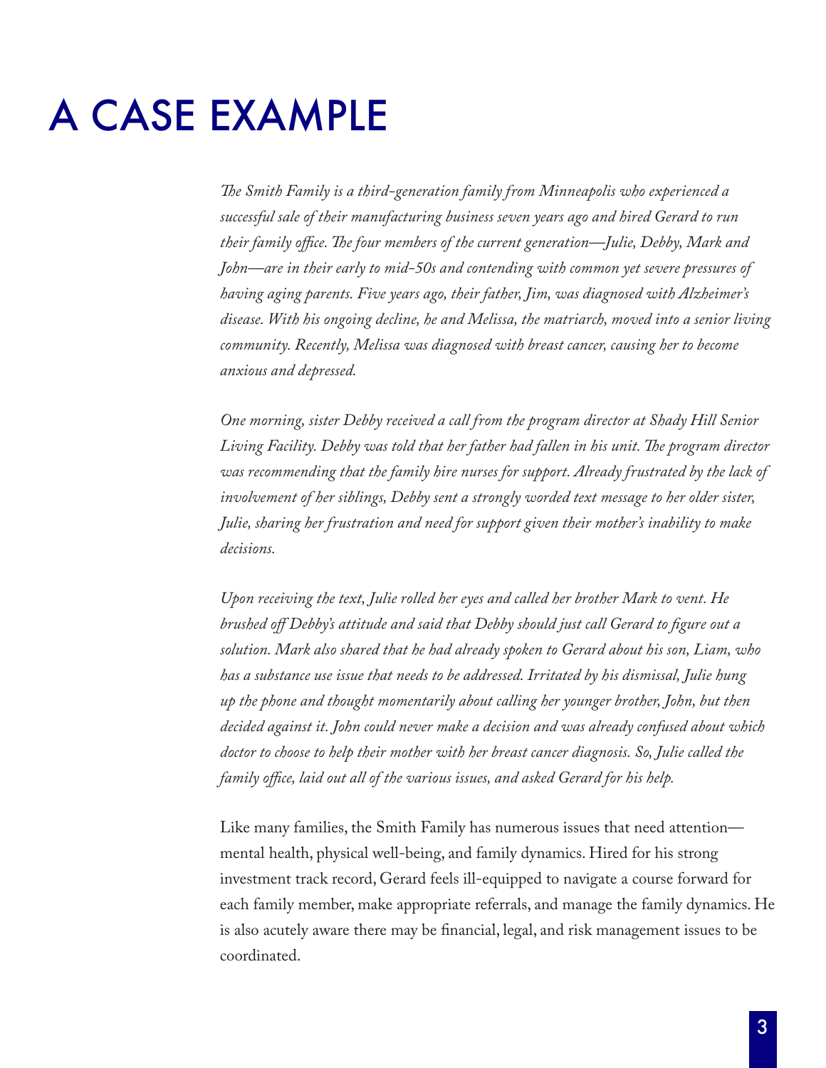# A CASE EXAMPLE

*The Smith Family is a third-generation family from Minneapolis who experienced a successful sale of their manufacturing business seven years ago and hired Gerard to run their family office. The four members of the current generation—Julie, Debby, Mark and John—are in their early to mid-50s and contending with common yet severe pressures of having aging parents. Five years ago, their father, Jim, was diagnosed with Alzheimer's disease. With his ongoing decline, he and Melissa, the matriarch, moved into a senior living community. Recently, Melissa was diagnosed with breast cancer, causing her to become anxious and depressed.*

*One morning, sister Debby received a call from the program director at Shady Hill Senior Living Facility. Debby was told that her father had fallen in his unit. The program director was recommending that the family hire nurses for support. Already frustrated by the lack of involvement of her siblings, Debby sent a strongly worded text message to her older sister, Julie, sharing her frustration and need for support given their mother's inability to make decisions.*

*Upon receiving the text, Julie rolled her eyes and called her brother Mark to vent. He brushed off Debby's attitude and said that Debby should just call Gerard to figure out a solution. Mark also shared that he had already spoken to Gerard about his son, Liam, who has a substance use issue that needs to be addressed. Irritated by his dismissal, Julie hung up the phone and thought momentarily about calling her younger brother, John, but then decided against it. John could never make a decision and was already confused about which doctor to choose to help their mother with her breast cancer diagnosis. So, Julie called the family office, laid out all of the various issues, and asked Gerard for his help.*

Like many families, the Smith Family has numerous issues that need attention—mental health, physical well-being, and family dynamics. Hired for his strong investment track record, Gerard feels ill-equipped to navigate a course forward for each family member, make appropriate referrals, and manage the family dynamics. He is also acutely aware there may be financial, legal, and risk management issues to be coordinated.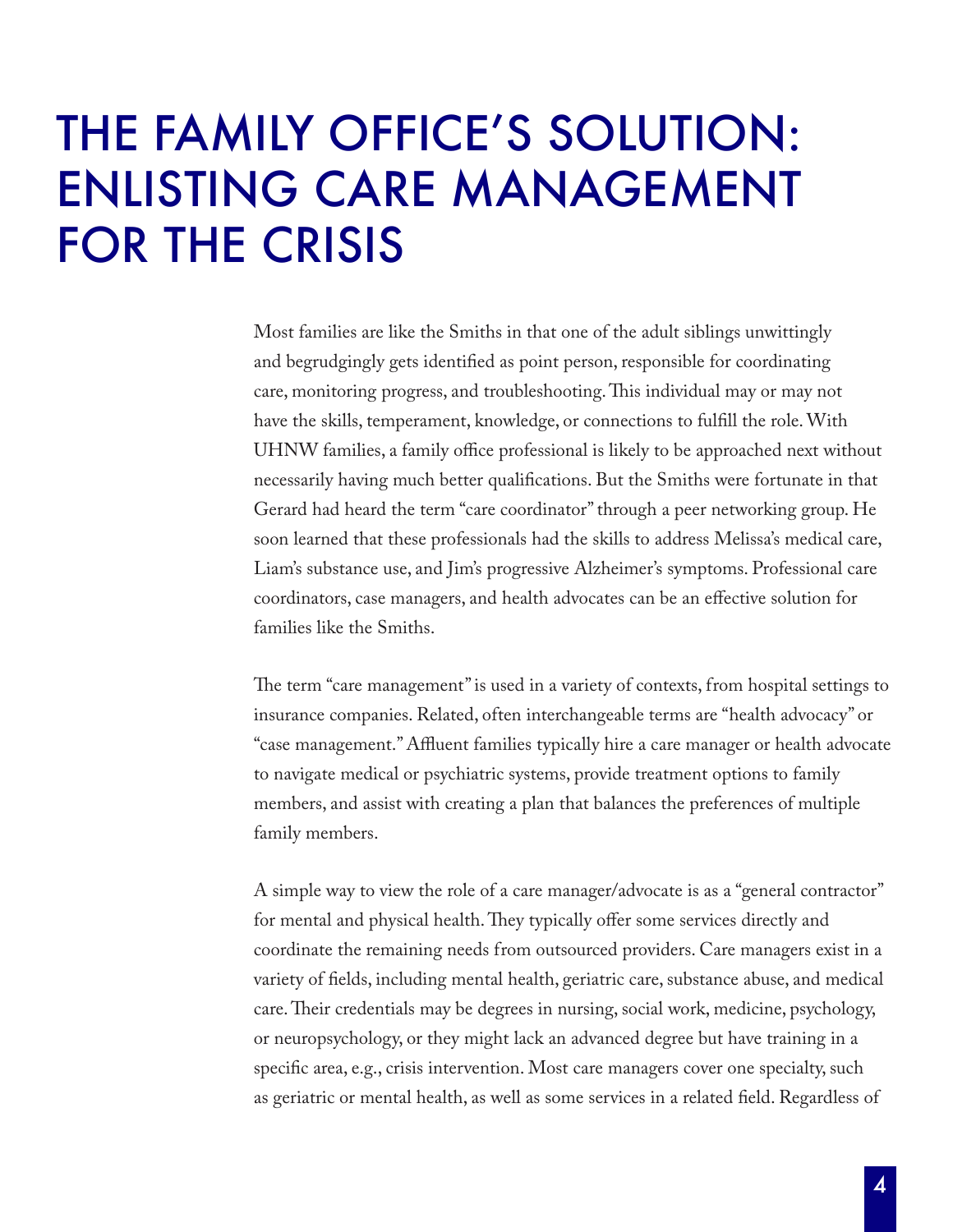# THE FAMILY OFFICE'S SOLUTION: ENLISTING CARE MANAGEMENT FOR THE CRISIS

Most families are like the Smiths in that one of the adult siblings unwittingly and begrudgingly gets identified as point person, responsible for coordinating care, monitoring progress, and troubleshooting. This individual may or may not have the skills, temperament, knowledge, or connections to fulfill the role. With UHNW families, a family office professional is likely to be approached next without necessarily having much better qualifications. But the Smiths were fortunate in that Gerard had heard the term "care coordinator" through a peer networking group. He soon learned that these professionals had the skills to address Melissa's medical care, Liam's substance use, and Jim's progressive Alzheimer's symptoms. Professional care coordinators, case managers, and health advocates can be an effective solution for families like the Smiths.

The term "care management" is used in a variety of contexts, from hospital settings to insurance companies. Related, often interchangeable terms are "health advocacy" or "case management." Affluent families typically hire a care manager or health advocate to navigate medical or psychiatric systems, provide treatment options to family members, and assist with creating a plan that balances the preferences of multiple family members.

A simple way to view the role of a care manager/advocate is as a "general contractor" for mental and physical health. They typically offer some services directly and coordinate the remaining needs from outsourced providers. Care managers exist in a variety of fields, including mental health, geriatric care, substance abuse, and medical care. Their credentials may be degrees in nursing, social work, medicine, psychology, or neuropsychology, or they might lack an advanced degree but have training in a specific area, e.g., crisis intervention. Most care managers cover one specialty, such as geriatric or mental health, as well as some services in a related field. Regardless of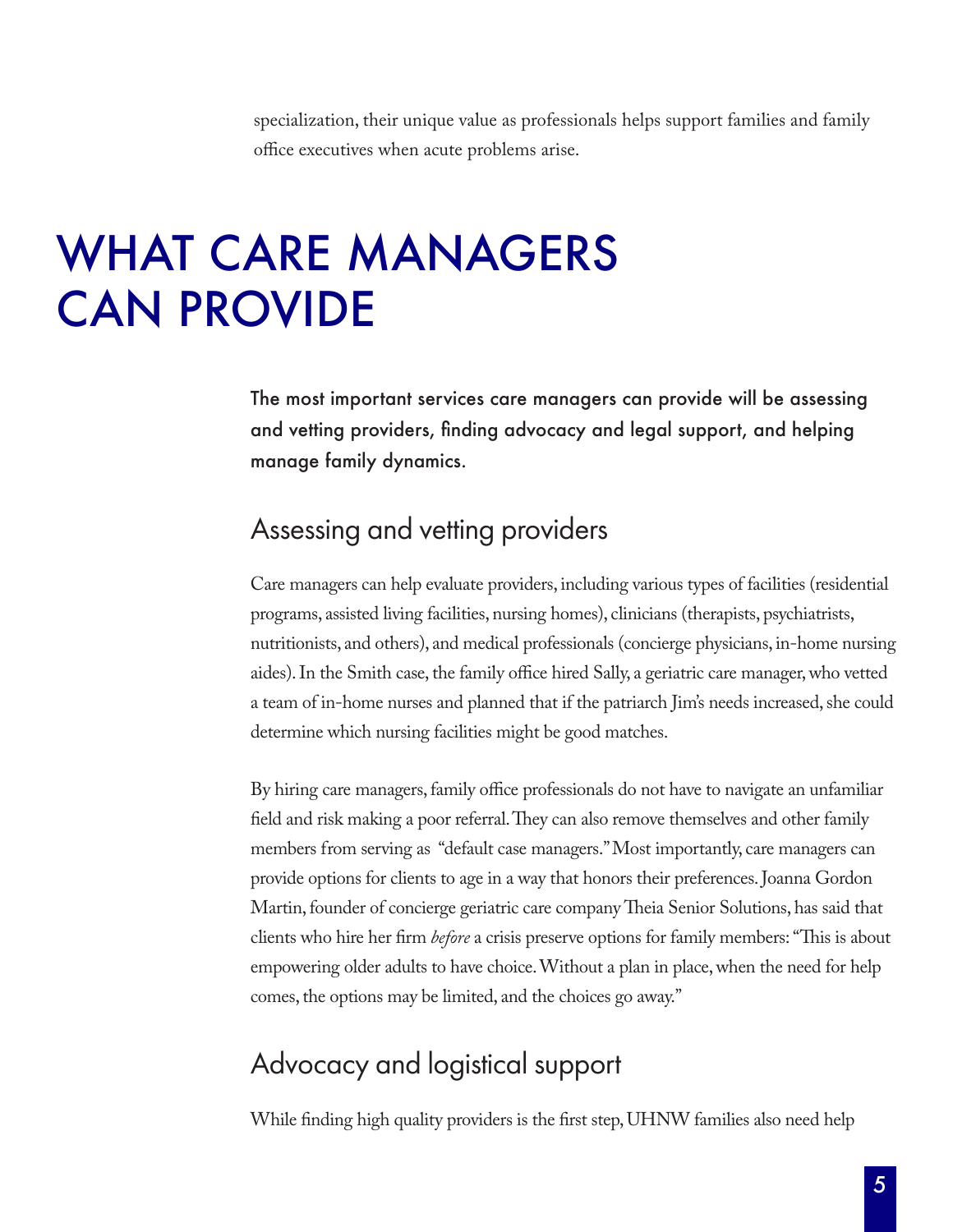specialization, their unique value as professionals helps support families and family office executives when acute problems arise.

# WHAT CARE MANAGERS CAN PROVIDE

**The most important services care managers can provide will be assessing and vetting providers, finding advocacy and legal support, and helping manage family dynamics.**

## Assessing and vetting providers

Care managers can help evaluate providers, including various types of facilities (residential programs, assisted living facilities, nursing homes), clinicians (therapists, psychiatrists, nutritionists, and others), and medical professionals (concierge physicians, in-home nursing aides). In the Smith case, the family office hired Sally, a geriatric care manager, who vetted a team of in-home nurses and planned that if the patriarch Jim's needs increased, she could determine which nursing facilities might be good matches.

By hiring care managers, family office professionals do not have to navigate an unfamiliar field and risk making a poor referral. They can also remove themselves and other family members from serving as "default case managers." Most importantly, care managers can provide options for clients to age in a way that honors their preferences. Joanna Gordon Martin, founder of concierge geriatric care company Theia Senior Solutions, has said that clients who hire her firm *before* a crisis preserve options for family members: "This is about empowering older adults to have choice. Without a plan in place, when the need for help comes, the options may be limited, and the choices go away."

## Advocacy and logistical support

While finding high quality providers is the first step, UHNW families also need help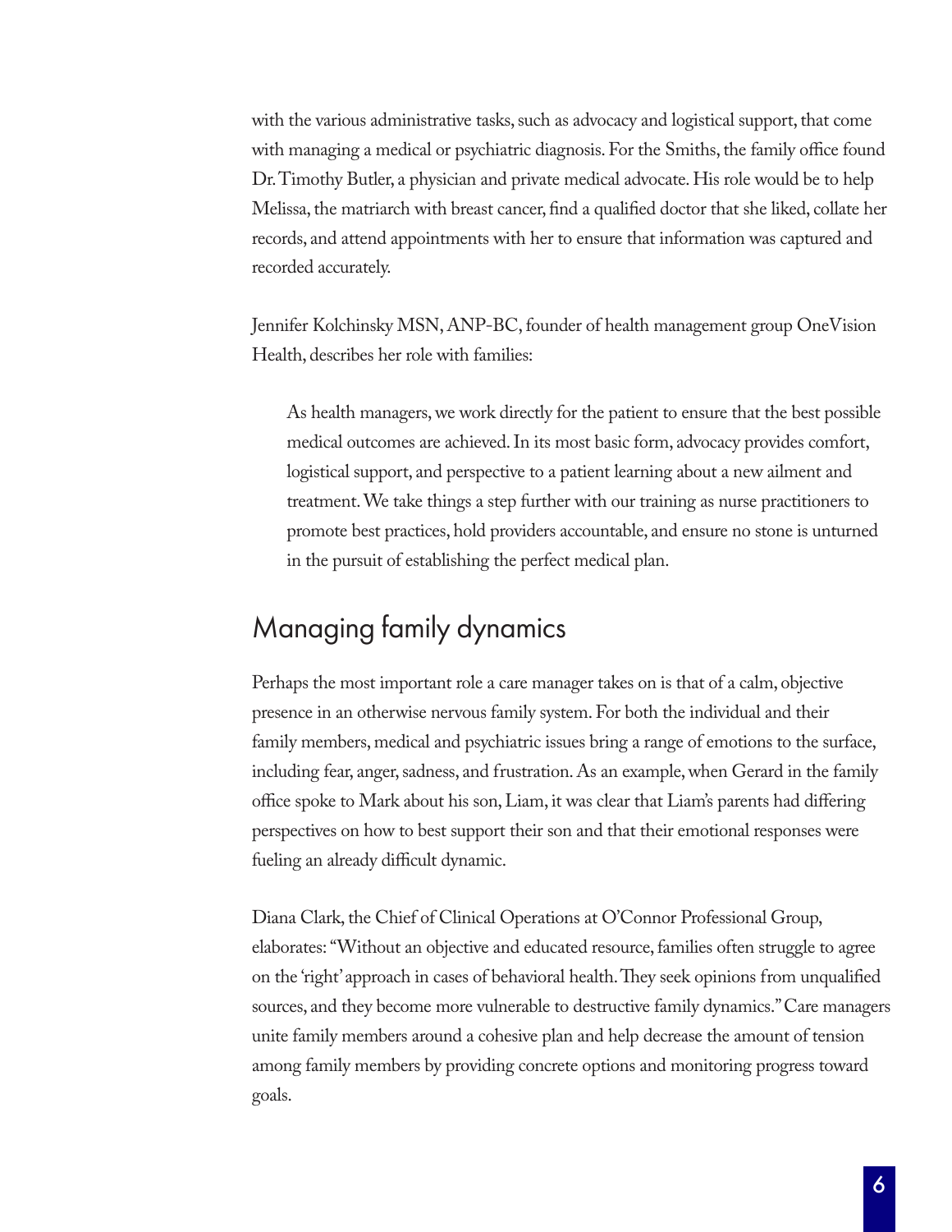with the various administrative tasks, such as advocacy and logistical support, that come with managing a medical or psychiatric diagnosis. For the Smiths, the family office found Dr. Timothy Butler, a physician and private medical advocate. His role would be to help Melissa, the matriarch with breast cancer, find a qualified doctor that she liked, collate her records, and attend appointments with her to ensure that information was captured and recorded accurately.

Jennifer Kolchinsky MSN, ANP-BC, founder of health management group OneVision Health, describes her role with families:

> As health managers, we work directly for the patient to ensure that the best possible medical outcomes are achieved. In its most basic form, advocacy provides comfort, logistical support, and perspective to a patient learning about a new ailment and treatment. We take things a step further with our training as nurse practitioners to promote best practices, hold providers accountable, and ensure no stone is unturned in the pursuit of establishing the perfect medical plan.

## Managing family dynamics

Perhaps the most important role a care manager takes on is that of a calm, objective presence in an otherwise nervous family system. For both the individual and their family members, medical and psychiatric issues bring a range of emotions to the surface, including fear, anger, sadness, and frustration. As an example, when Gerard in the family office spoke to Mark about his son, Liam, it was clear that Liam's parents had differing perspectives on how to best support their son and that their emotional responses were fueling an already difficult dynamic.

Diana Clark, the Chief of Clinical Operations at O'Connor Professional Group, elaborates: "Without an objective and educated resource, families often struggle to agree on the 'right' approach in cases of behavioral health. They seek opinions from unqualified sources, and they become more vulnerable to destructive family dynamics." Care managers unite family members around a cohesive plan and help decrease the amount of tension among family members by providing concrete options and monitoring progress toward goals.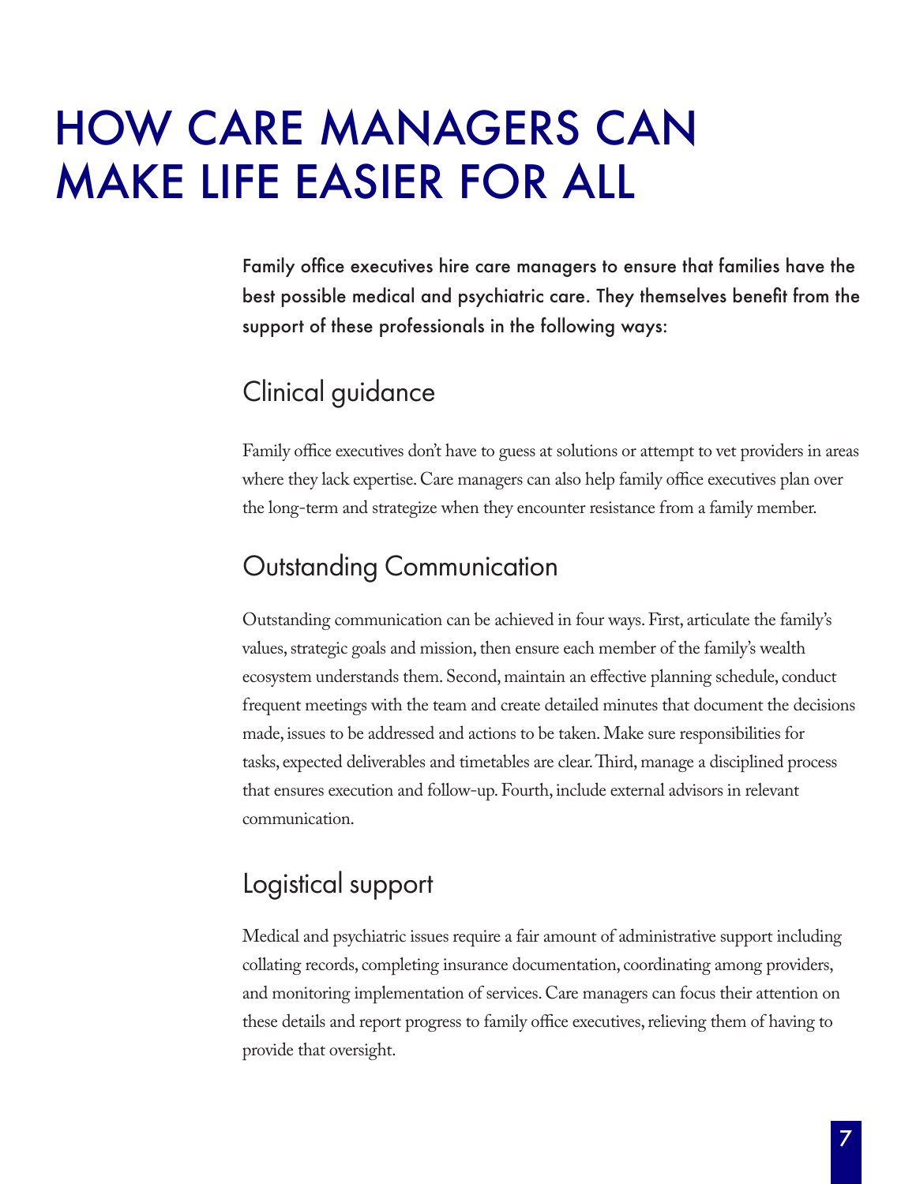# HOW CARE MANAGERS CAN MAKE LIFE EASIER FOR ALL

**Family office executives hire care managers to ensure that families have the best possible medical and psychiatric care. They themselves benefit from the support of these professionals in the following ways:**

## Clinical guidance

Family office executives don't have to guess at solutions or attempt to vet providers in areas where they lack expertise. Care managers can also help family office executives plan over the long-term and strategize when they encounter resistance from a family member.

## Outstanding Communication

Outstanding communication can be achieved in four ways. First, articulate the family's values, strategic goals and mission, then ensure each member of the family's wealth ecosystem understands them. Second, maintain an effective planning schedule, conduct frequent meetings with the team and create detailed minutes that document the decisions made, issues to be addressed and actions to be taken. Make sure responsibilities for tasks, expected deliverables and timetables are clear. Third, manage a disciplined process that ensures execution and follow-up. Fourth, include external advisors in relevant communication.

## Logistical support

Medical and psychiatric issues require a fair amount of administrative support including collating records, completing insurance documentation, coordinating among providers, and monitoring implementation of services. Care managers can focus their attention on these details and report progress to family office executives, relieving them of having to provide that oversight.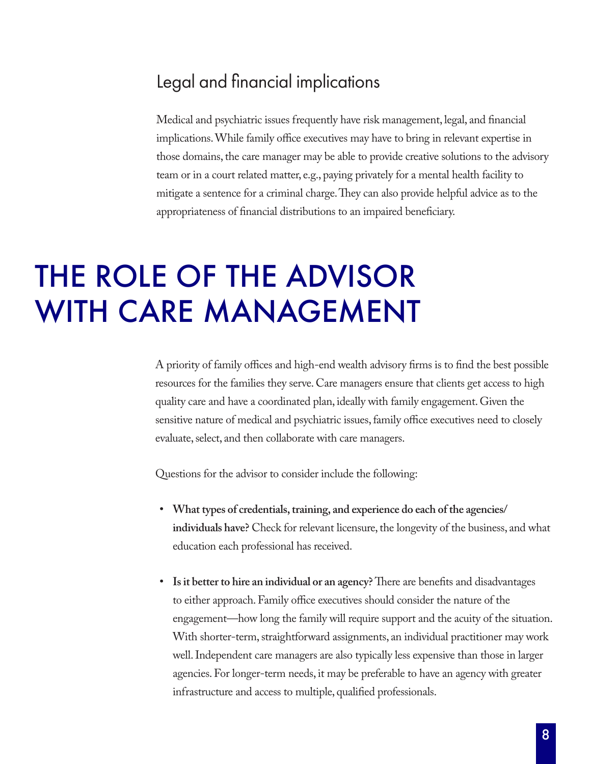### Legal and financial implications

Medical and psychiatric issues frequently have risk management, legal, and financial implications. While family office executives may have to bring in relevant expertise in those domains, the care manager may be able to provide creative solutions to the advisory team or in a court related matter, e.g., paying privately for a mental health facility to mitigate a sentence for a criminal charge. They can also provide helpful advice as to the appropriateness of financial distributions to an impaired beneficiary.

## THE ROLE OF THE ADVISOR WITH CARE MANAGEMENT

A priority of family offices and high-end wealth advisory firms is to find the best possible resources for the families they serve. Care managers ensure that clients get access to high quality care and have a coordinated plan, ideally with family engagement. Given the sensitive nature of medical and psychiatric issues, family office executives need to closely evaluate, select, and then collaborate with care managers.

Questions for the advisor to consider include the following:

- **What types of credentials, training, and experience do each of the agencies/individuals have?** Check for relevant licensure, the longevity of the business, and what education each professional has received.
- **Is it better to hire an individual or an agency?** There are benefits and disadvantages to either approach. Family office executives should consider the nature of the engagement—how long the family will require support and the acuity of the situation. With shorter-term, straightforward assignments, an individual practitioner may work well. Independent care managers are also typically less expensive than those in larger agencies. For longer-term needs, it may be preferable to have an agency with greater infrastructure and access to multiple, qualified professionals.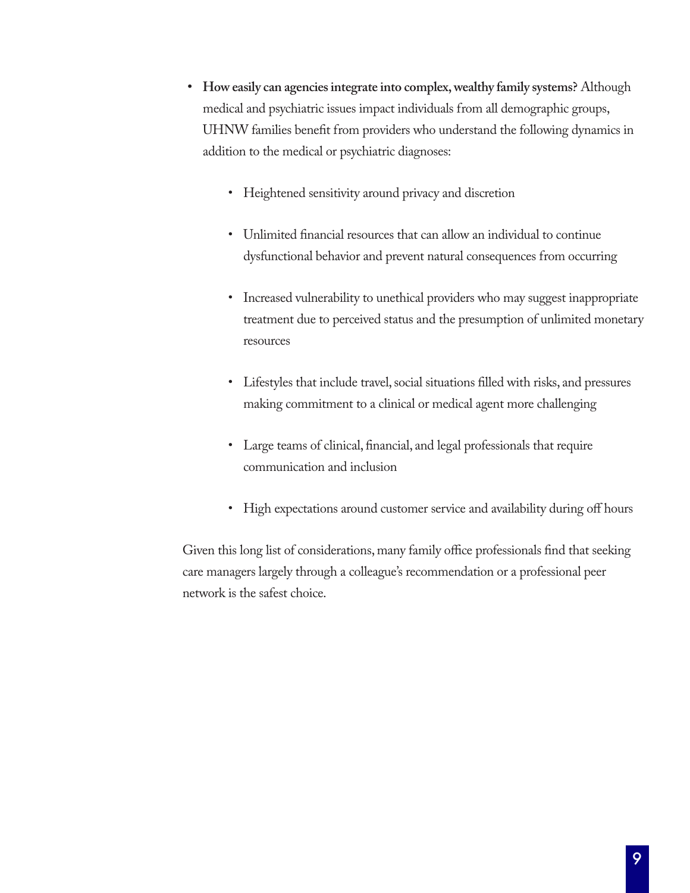- **How easily can agencies integrate into complex, wealthy family systems?** Although medical and psychiatric issues impact individuals from all demographic groups, UHNW families benefit from providers who understand the following dynamics in addition to the medical or psychiatric diagnoses:

  - Heightened sensitivity around privacy and discretion

  - Unlimited financial resources that can allow an individual to continue dysfunctional behavior and prevent natural consequences from occurring

  - Increased vulnerability to unethical providers who may suggest inappropriate treatment due to perceived status and the presumption of unlimited monetary resources

  - Lifestyles that include travel, social situations filled with risks, and pressures making commitment to a clinical or medical agent more challenging

  - Large teams of clinical, financial, and legal professionals that require communication and inclusion

  - High expectations around customer service and availability during off hours

Given this long list of considerations, many family office professionals find that seeking care managers largely through a colleague's recommendation or a professional peer network is the safest choice.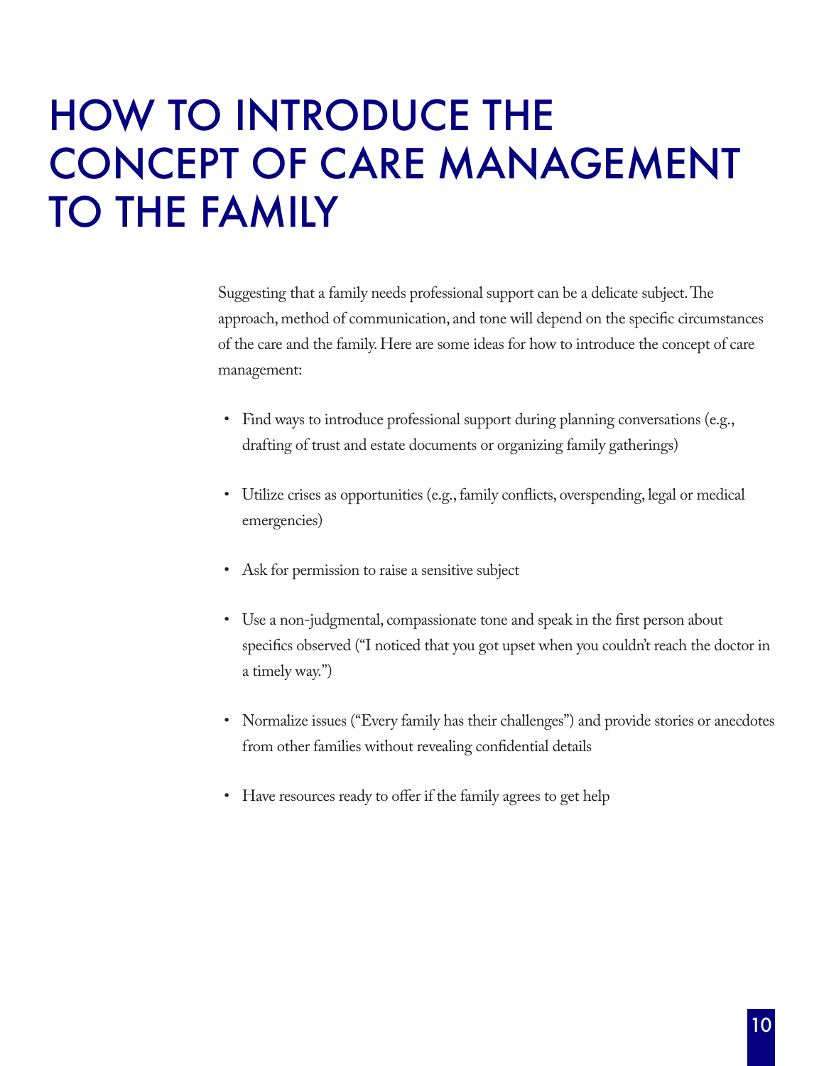# HOW TO INTRODUCE THE CONCEPT OF CARE MANAGEMENT TO THE FAMILY

Suggesting that a family needs professional support can be a delicate subject. The approach, method of communication, and tone will depend on the specific circumstances of the care and the family. Here are some ideas for how to introduce the concept of care management:

- Find ways to introduce professional support during planning conversations (e.g., drafting of trust and estate documents or organizing family gatherings)
- Utilize crises as opportunities (e.g., family conflicts, overspending, legal or medical emergencies)
- Ask for permission to raise a sensitive subject
- Use a non-judgmental, compassionate tone and speak in the first person about specifics observed ("I noticed that you got upset when you couldn't reach the doctor in a timely way.")
- Normalize issues ("Every family has their challenges") and provide stories or anecdotes from other families without revealing confidential details
- Have resources ready to offer if the family agrees to get help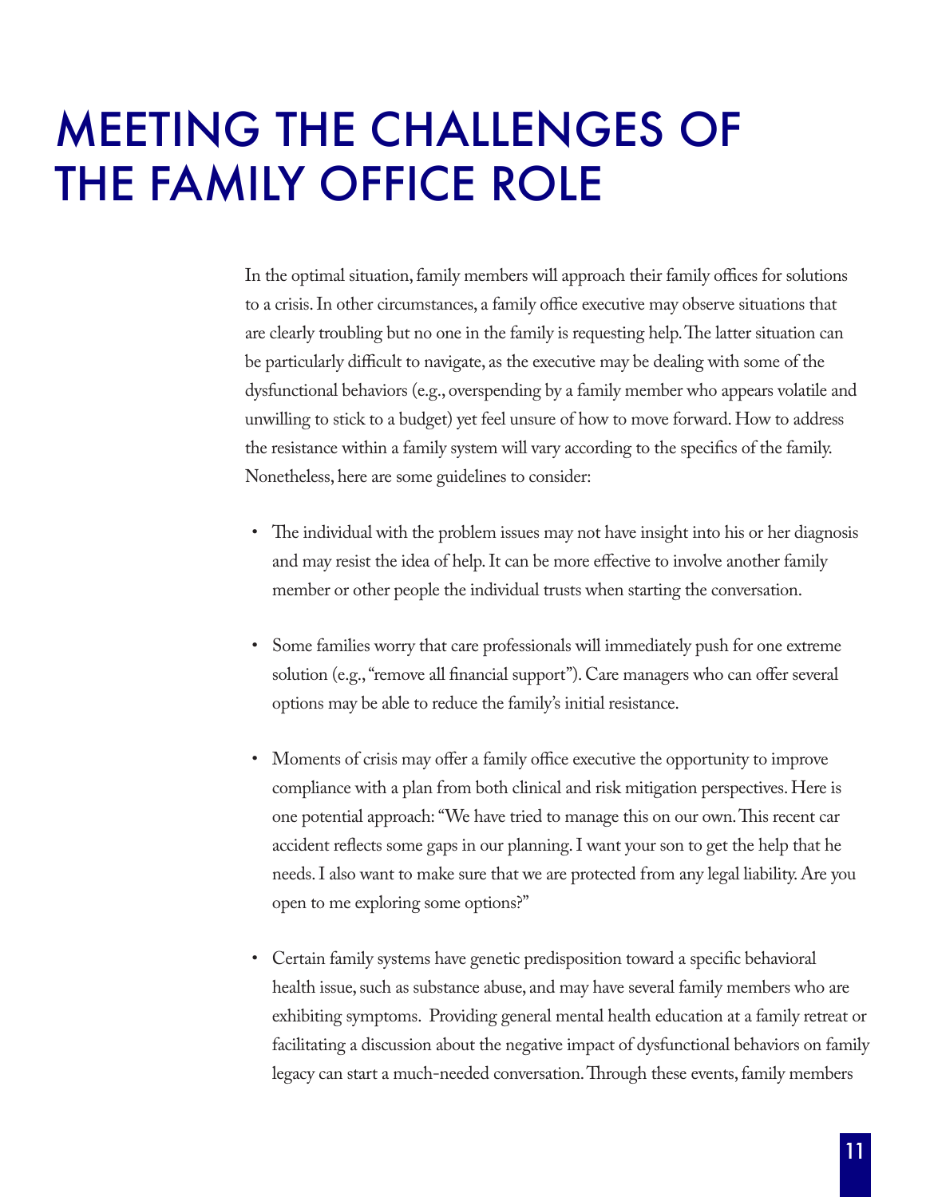# MEETING THE CHALLENGES OF THE FAMILY OFFICE ROLE

In the optimal situation, family members will approach their family offices for solutions to a crisis. In other circumstances, a family office executive may observe situations that are clearly troubling but no one in the family is requesting help. The latter situation can be particularly difficult to navigate, as the executive may be dealing with some of the dysfunctional behaviors (e.g., overspending by a family member who appears volatile and unwilling to stick to a budget) yet feel unsure of how to move forward. How to address the resistance within a family system will vary according to the specifics of the family. Nonetheless, here are some guidelines to consider:

- The individual with the problem issues may not have insight into his or her diagnosis and may resist the idea of help. It can be more effective to involve another family member or other people the individual trusts when starting the conversation.
- Some families worry that care professionals will immediately push for one extreme solution (e.g., "remove all financial support"). Care managers who can offer several options may be able to reduce the family's initial resistance.
- Moments of crisis may offer a family office executive the opportunity to improve compliance with a plan from both clinical and risk mitigation perspectives. Here is one potential approach: "We have tried to manage this on our own. This recent car accident reflects some gaps in our planning. I want your son to get the help that he needs. I also want to make sure that we are protected from any legal liability. Are you open to me exploring some options?"
- Certain family systems have genetic predisposition toward a specific behavioral health issue, such as substance abuse, and may have several family members who are exhibiting symptoms. Providing general mental health education at a family retreat or facilitating a discussion about the negative impact of dysfunctional behaviors on family legacy can start a much-needed conversation. Through these events, family members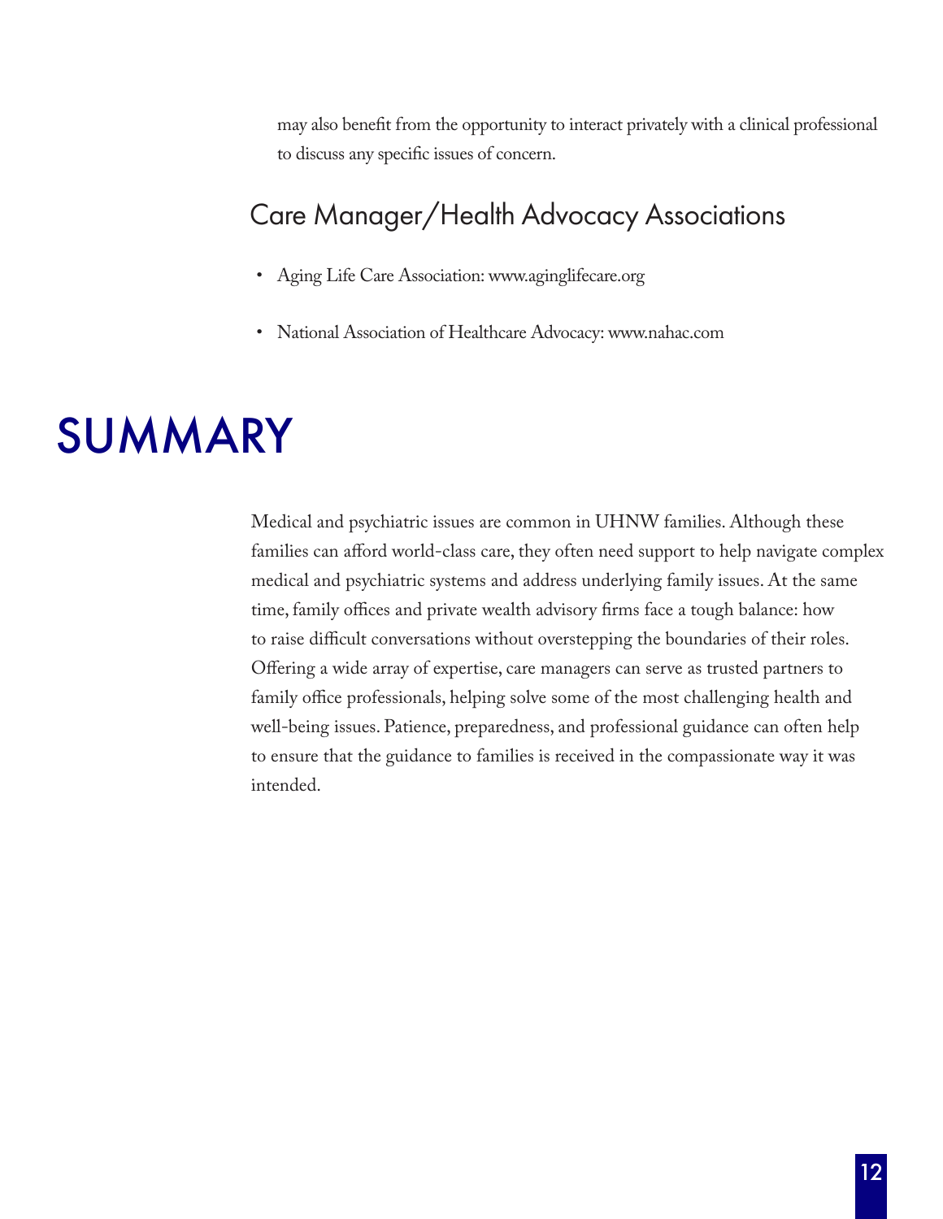may also benefit from the opportunity to interact privately with a clinical professional to discuss any specific issues of concern.

### Care Manager/Health Advocacy Associations

- Aging Life Care Association: www.aginglifecare.org
- National Association of Healthcare Advocacy: www.nahac.com

# SUMMARY

Medical and psychiatric issues are common in UHNW families. Although these families can afford world-class care, they often need support to help navigate complex medical and psychiatric systems and address underlying family issues. At the same time, family offices and private wealth advisory firms face a tough balance: how to raise difficult conversations without overstepping the boundaries of their roles. Offering a wide array of expertise, care managers can serve as trusted partners to family office professionals, helping solve some of the most challenging health and well-being issues. Patience, preparedness, and professional guidance can often help to ensure that the guidance to families is received in the compassionate way it was intended.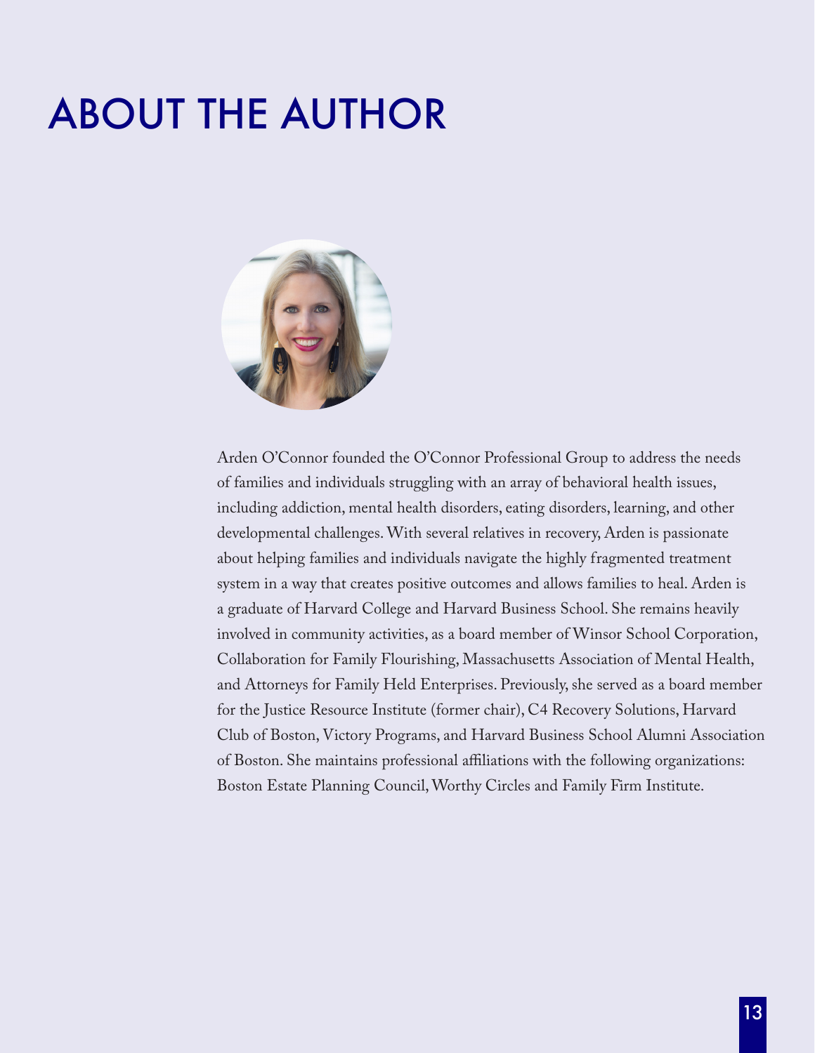# ABOUT THE AUTHOR

Arden O'Connor founded the O'Connor Professional Group to address the needs of families and individuals struggling with an array of behavioral health issues, including addiction, mental health disorders, eating disorders, learning, and other developmental challenges. With several relatives in recovery, Arden is passionate about helping families and individuals navigate the highly fragmented treatment system in a way that creates positive outcomes and allows families to heal. Arden is a graduate of Harvard College and Harvard Business School. She remains heavily involved in community activities, as a board member of Winsor School Corporation, Collaboration for Family Flourishing, Massachusetts Association of Mental Health, and Attorneys for Family Held Enterprises. Previously, she served as a board member for the Justice Resource Institute (former chair), C4 Recovery Solutions, Harvard Club of Boston, Victory Programs, and Harvard Business School Alumni Association of Boston. She maintains professional affiliations with the following organizations: Boston Estate Planning Council, Worthy Circles and Family Firm Institute.